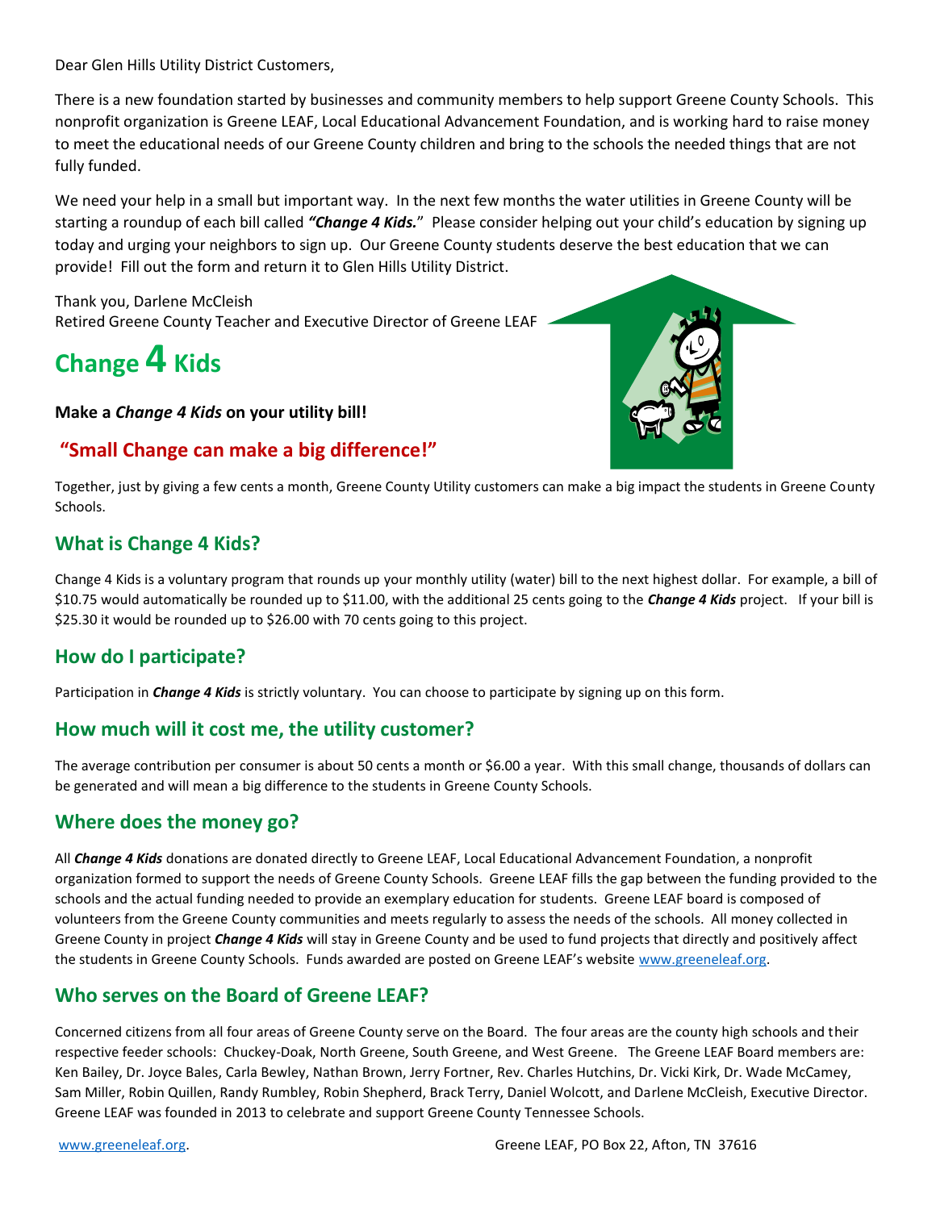Dear Glen Hills Utility District Customers,

There is a new foundation started by businesses and community members to help support Greene County Schools. This nonprofit organization is Greene LEAF, Local Educational Advancement Foundation, and is working hard to raise money to meet the educational needs of our Greene County children and bring to the schools the needed things that are not fully funded.

We need your help in a small but important way. In the next few months the water utilities in Greene County will be starting a roundup of each bill called ***"Change 4 Kids.*"** Please consider helping out your child's education by signing up today and urging your neighbors to sign up. Our Greene County students deserve the best education that we can provide! Fill out the form and return it to Glen Hills Utility District.

Thank you, Darlene McCleish
Retired Greene County Teacher and Executive Director of Greene LEAF

# Change 4 Kids

**Make a *Change 4 Kids* on your utility bill!**

## "Small Change can make a big difference!"

Together, just by giving a few cents a month, Greene County Utility customers can make a big impact the students in Greene County Schools.

## What is Change 4 Kids?

Change 4 Kids is a voluntary program that rounds up your monthly utility (water) bill to the next highest dollar. For example, a bill of $10.75 would automatically be rounded up to $11.00, with the additional 25 cents going to the ***Change 4 Kids*** project. If your bill is $25.30 it would be rounded up to $26.00 with 70 cents going to this project.

## How do I participate?

Participation in ***Change 4 Kids*** is strictly voluntary. You can choose to participate by signing up on this form.

## How much will it cost me, the utility customer?

The average contribution per consumer is about 50 cents a month or $6.00 a year. With this small change, thousands of dollars can be generated and will mean a big difference to the students in Greene County Schools.

## Where does the money go?

All ***Change 4 Kids*** donations are donated directly to Greene LEAF, Local Educational Advancement Foundation, a nonprofit organization formed to support the needs of Greene County Schools. Greene LEAF fills the gap between the funding provided to the schools and the actual funding needed to provide an exemplary education for students. Greene LEAF board is composed of volunteers from the Greene County communities and meets regularly to assess the needs of the schools. All money collected in Greene County in project ***Change 4 Kids*** will stay in Greene County and be used to fund projects that directly and positively affect the students in Greene County Schools. Funds awarded are posted on Greene LEAF's website www.greeneleaf.org.

## Who serves on the Board of Greene LEAF?

Concerned citizens from all four areas of Greene County serve on the Board. The four areas are the county high schools and their respective feeder schools: Chuckey-Doak, North Greene, South Greene, and West Greene. The Greene LEAF Board members are: Ken Bailey, Dr. Joyce Bales, Carla Bewley, Nathan Brown, Jerry Fortner, Rev. Charles Hutchins, Dr. Vicki Kirk, Dr. Wade McCamey, Sam Miller, Robin Quillen, Randy Rumbley, Robin Shepherd, Brack Terry, Daniel Wolcott, and Darlene McCleish, Executive Director. Greene LEAF was founded in 2013 to celebrate and support Greene County Tennessee Schools.

www.greeneleaf.org. Greene LEAF, PO Box 22, Afton, TN 37616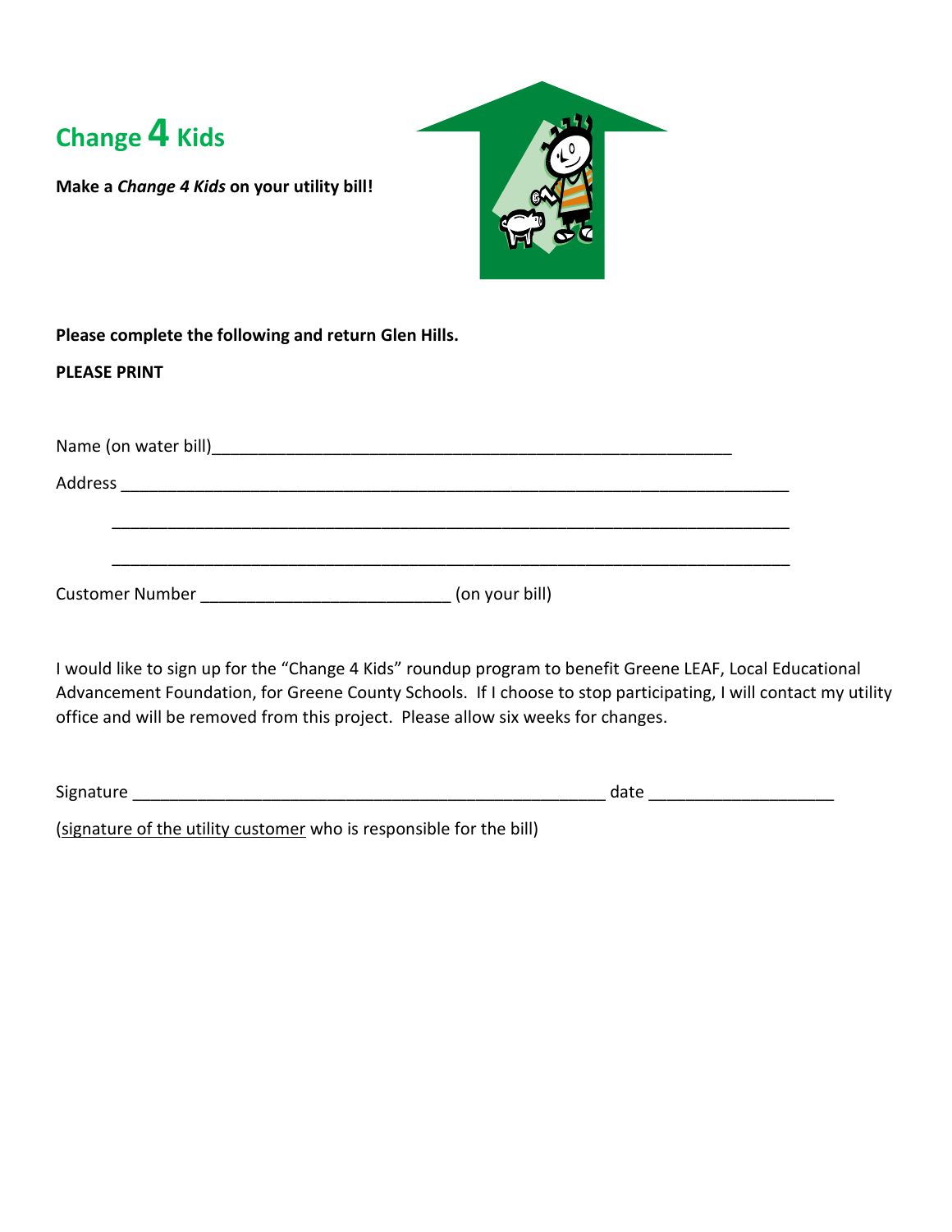# Change 4 Kids

**Make a *Change 4 Kids* on your utility bill!**

**Please complete the following and return Glen Hills.**

**PLEASE PRINT**

Name (on water bill)___________________________________________________________

Address ___________________________________________________________________________

___________________________________________________________________________

___________________________________________________________________________

Customer Number ____________________________ (on your bill)

I would like to sign up for the "Change 4 Kids" roundup program to benefit Greene LEAF, Local Educational Advancement Foundation, for Greene County Schools. If I choose to stop participating, I will contact my utility office and will be removed from this project. Please allow six weeks for changes.

Signature _____________________________________________________ date ____________________

(signature of the utility customer who is responsible for the bill)